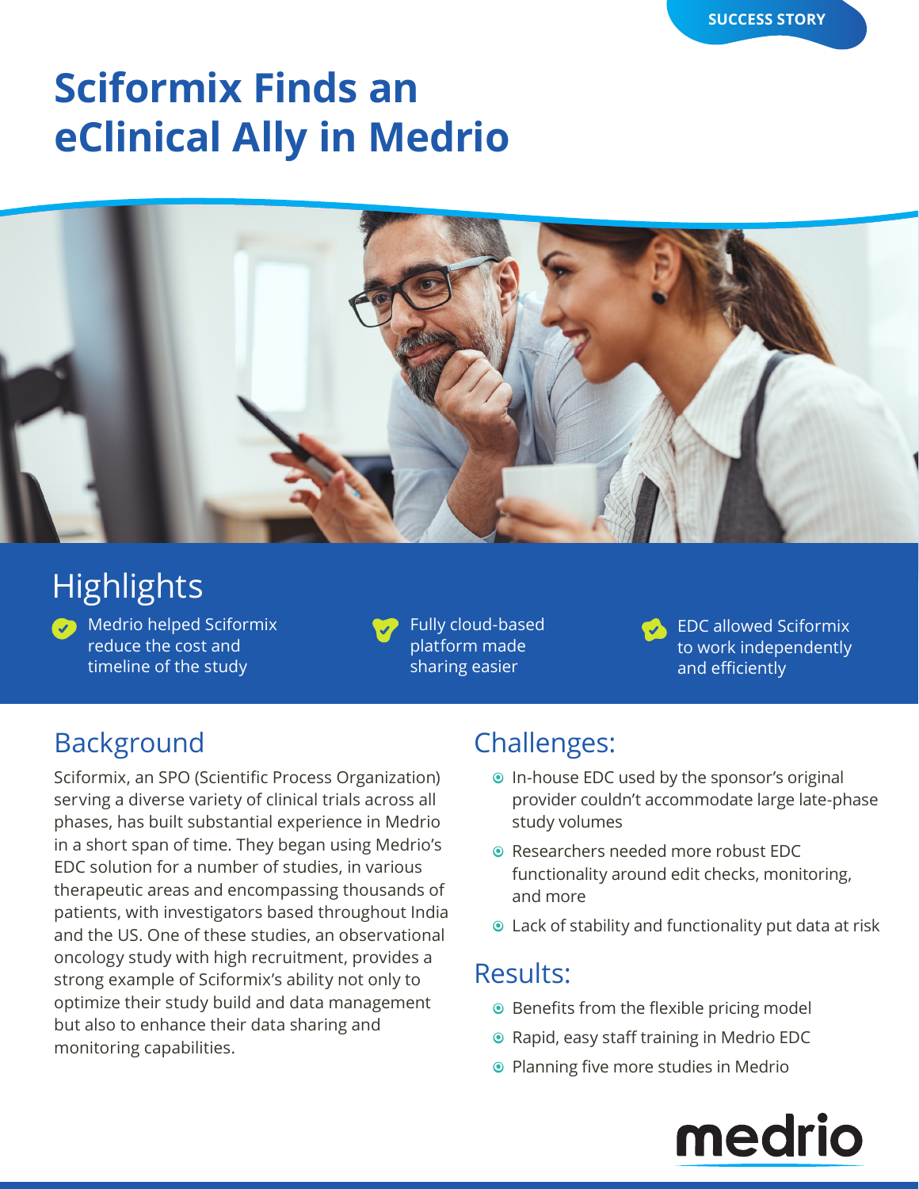SUCCESS STORY

# Sciformix Finds an eClinical Ally in Medrio

## Highlights

- Medrio helped Sciformix reduce the cost and timeline of the study
- Fully cloud-based platform made sharing easier
- EDC allowed Sciformix to work independently and efficiently

## Background

Sciformix, an SPO (Scientific Process Organization) serving a diverse variety of clinical trials across all phases, has built substantial experience in Medrio in a short span of time. They began using Medrio's EDC solution for a number of studies, in various therapeutic areas and encompassing thousands of patients, with investigators based throughout India and the US. One of these studies, an observational oncology study with high recruitment, provides a strong example of Sciformix's ability not only to optimize their study build and data management but also to enhance their data sharing and monitoring capabilities.

## Challenges:

- In-house EDC used by the sponsor's original provider couldn't accommodate large late-phase study volumes
- Researchers needed more robust EDC functionality around edit checks, monitoring, and more
- Lack of stability and functionality put data at risk

## Results:

- Benefits from the flexible pricing model
- Rapid, easy staff training in Medrio EDC
- Planning five more studies in Medrio

medrio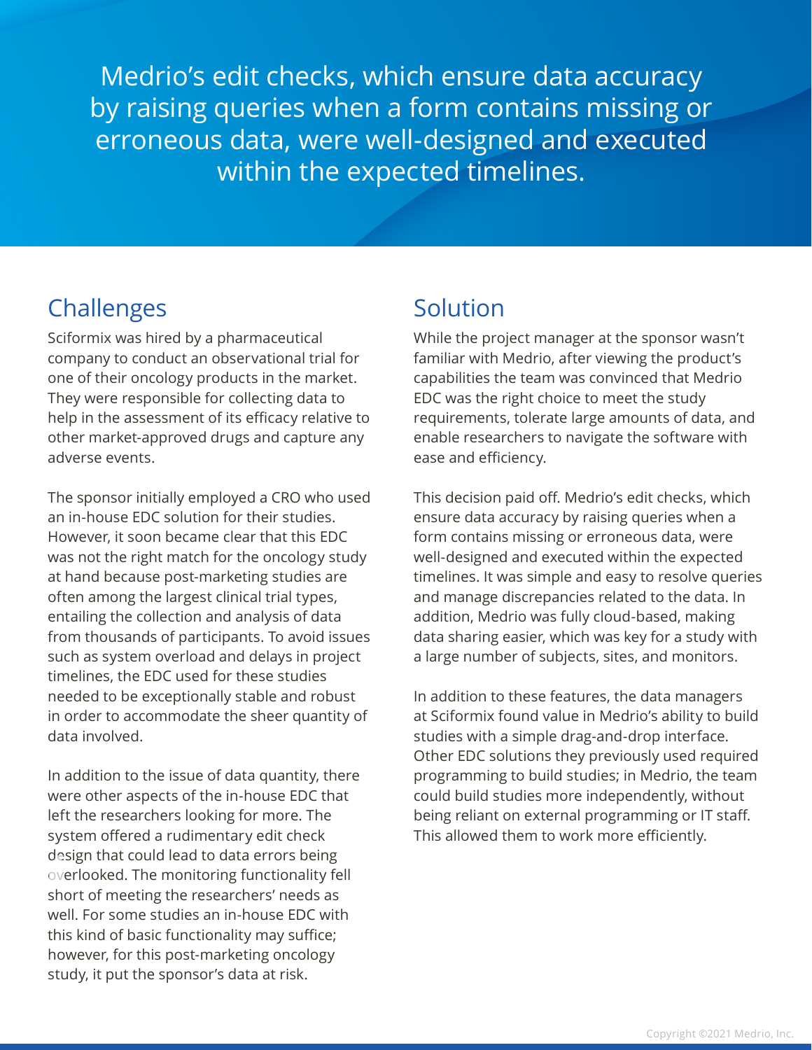Medrio's edit checks, which ensure data accuracy by raising queries when a form contains missing or erroneous data, were well-designed and executed within the expected timelines.

## Challenges

Sciformix was hired by a pharmaceutical company to conduct an observational trial for one of their oncology products in the market. They were responsible for collecting data to help in the assessment of its efficacy relative to other market-approved drugs and capture any adverse events.

The sponsor initially employed a CRO who used an in-house EDC solution for their studies. However, it soon became clear that this EDC was not the right match for the oncology study at hand because post-marketing studies are often among the largest clinical trial types, entailing the collection and analysis of data from thousands of participants. To avoid issues such as system overload and delays in project timelines, the EDC used for these studies needed to be exceptionally stable and robust in order to accommodate the sheer quantity of data involved.

In addition to the issue of data quantity, there were other aspects of the in-house EDC that left the researchers looking for more. The system offered a rudimentary edit check design that could lead to data errors being overlooked. The monitoring functionality fell short of meeting the researchers' needs as well. For some studies an in-house EDC with this kind of basic functionality may suffice; however, for this post-marketing oncology study, it put the sponsor's data at risk.

## Solution

While the project manager at the sponsor wasn't familiar with Medrio, after viewing the product's capabilities the team was convinced that Medrio EDC was the right choice to meet the study requirements, tolerate large amounts of data, and enable researchers to navigate the software with ease and efficiency.

This decision paid off. Medrio's edit checks, which ensure data accuracy by raising queries when a form contains missing or erroneous data, were well-designed and executed within the expected timelines. It was simple and easy to resolve queries and manage discrepancies related to the data. In addition, Medrio was fully cloud-based, making data sharing easier, which was key for a study with a large number of subjects, sites, and monitors.

In addition to these features, the data managers at Sciformix found value in Medrio's ability to build studies with a simple drag-and-drop interface. Other EDC solutions they previously used required programming to build studies; in Medrio, the team could build studies more independently, without being reliant on external programming or IT staff. This allowed them to work more efficiently.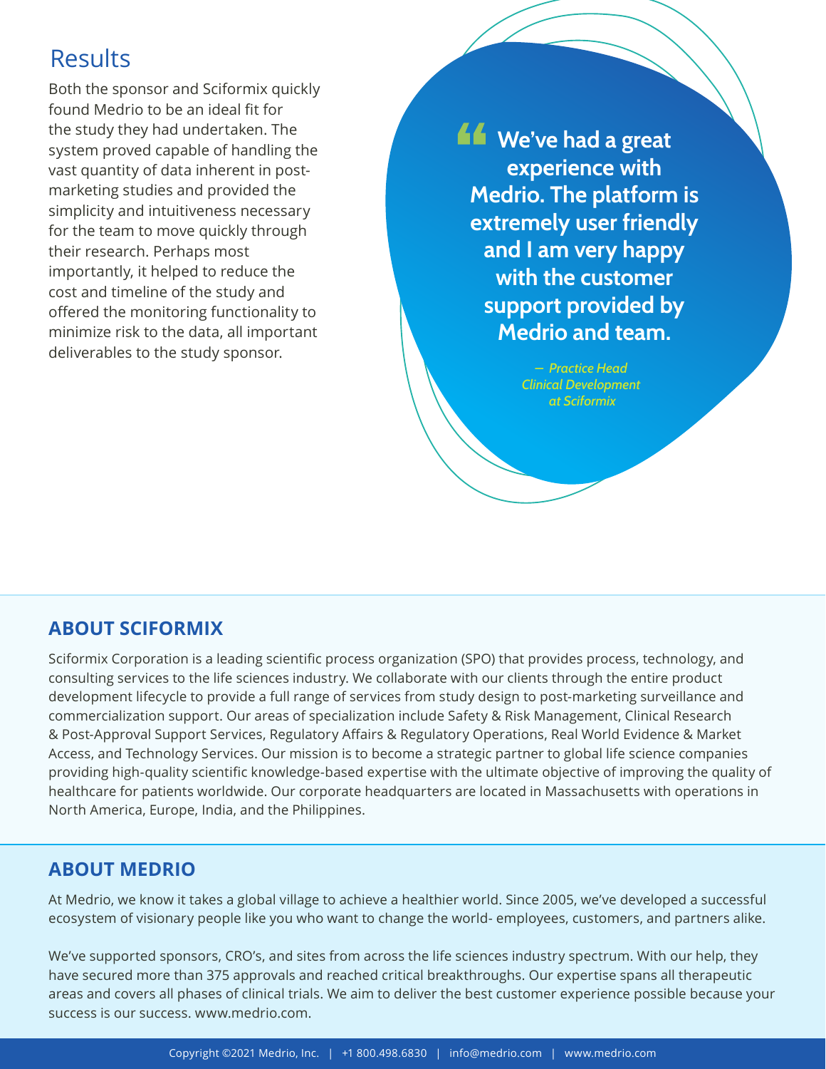## Results

Both the sponsor and Sciformix quickly found Medrio to be an ideal fit for the study they had undertaken. The system proved capable of handling the vast quantity of data inherent in post-marketing studies and provided the simplicity and intuitiveness necessary for the team to move quickly through their research. Perhaps most importantly, it helped to reduce the cost and timeline of the study and offered the monitoring functionality to minimize risk to the data, all important deliverables to the study sponsor.

> **“ We’ve had a great experience with Medrio. The platform is extremely user friendly and I am very happy with the customer support provided by Medrio and team.**
>
> *— Practice Head Clinical Development at Sciformix*

## ABOUT SCIFORMIX

Sciformix Corporation is a leading scientific process organization (SPO) that provides process, technology, and consulting services to the life sciences industry. We collaborate with our clients through the entire product development lifecycle to provide a full range of services from study design to post-marketing surveillance and commercialization support. Our areas of specialization include Safety & Risk Management, Clinical Research & Post-Approval Support Services, Regulatory Affairs & Regulatory Operations, Real World Evidence & Market Access, and Technology Services. Our mission is to become a strategic partner to global life science companies providing high-quality scientific knowledge-based expertise with the ultimate objective of improving the quality of healthcare for patients worldwide. Our corporate headquarters are located in Massachusetts with operations in North America, Europe, India, and the Philippines.

## ABOUT MEDRIO

At Medrio, we know it takes a global village to achieve a healthier world. Since 2005, we’ve developed a successful ecosystem of visionary people like you who want to change the world- employees, customers, and partners alike.

We’ve supported sponsors, CRO’s, and sites from across the life sciences industry spectrum. With our help, they have secured more than 375 approvals and reached critical breakthroughs. Our expertise spans all therapeutic areas and covers all phases of clinical trials. We aim to deliver the best customer experience possible because your success is our success. www.medrio.com.

Copyright ©2021 Medrio, Inc. | +1 800.498.6830 | info@medrio.com | www.medrio.com